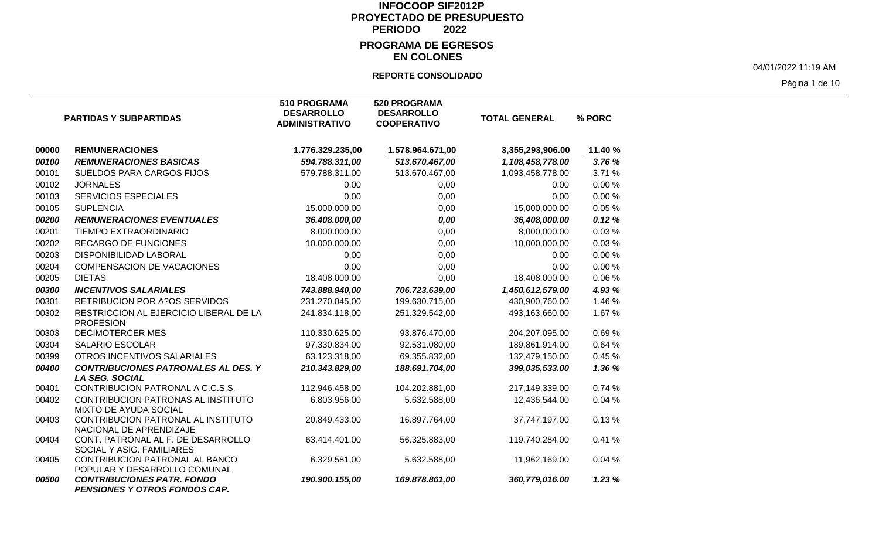# INFOCOOP SIF2012P
## PROYECTADO DE PRESUPUESTO
### PERIODO 2022
### PROGRAMA DE EGRESOS EN COLONES

**REPORTE CONSOLIDADO**

04/01/2022 11:19 AM

| | PARTIDAS Y SUBPARTIDAS | 510 PROGRAMA DESARROLLO ADMINISTRATIVO | 520 PROGRAMA DESARROLLO COOPERATIVO | TOTAL GENERAL | % PORC |
|---|---|---|---|---|---|
| **00000** | **REMUNERACIONES** | **1.776.329.235,00** | **1.578.964.671,00** | **3,355,293,906.00** | **11.40 %** |
| ***00100*** | ***REMUNERACIONES BASICAS*** | ***594.788.311,00*** | ***513.670.467,00*** | ***1,108,458,778.00*** | ***3.76 %*** |
| 00101 | SUELDOS PARA CARGOS FIJOS | 579.788.311,00 | 513.670.467,00 | 1,093,458,778.00 | 3.71 % |
| 00102 | JORNALES | 0,00 | 0,00 | 0.00 | 0.00 % |
| 00103 | SERVICIOS ESPECIALES | 0,00 | 0,00 | 0.00 | 0.00 % |
| 00105 | SUPLENCIA | 15.000.000,00 | 0,00 | 15,000,000.00 | 0.05 % |
| ***00200*** | ***REMUNERACIONES EVENTUALES*** | ***36.408.000,00*** | ***0,00*** | ***36,408,000.00*** | ***0.12 %*** |
| 00201 | TIEMPO EXTRAORDINARIO | 8.000.000,00 | 0,00 | 8,000,000.00 | 0.03 % |
| 00202 | RECARGO DE FUNCIONES | 10.000.000,00 | 0,00 | 10,000,000.00 | 0.03 % |
| 00203 | DISPONIBILIDAD LABORAL | 0,00 | 0,00 | 0.00 | 0.00 % |
| 00204 | COMPENSACION DE VACACIONES | 0,00 | 0,00 | 0.00 | 0.00 % |
| 00205 | DIETAS | 18.408.000,00 | 0,00 | 18,408,000.00 | 0.06 % |
| ***00300*** | ***INCENTIVOS SALARIALES*** | ***743.888.940,00*** | ***706.723.639,00*** | ***1,450,612,579.00*** | ***4.93 %*** |
| 00301 | RETRIBUCION POR A?OS SERVIDOS | 231.270.045,00 | 199.630.715,00 | 430,900,760.00 | 1.46 % |
| 00302 | RESTRICCION AL EJERCICIO LIBERAL DE LA PROFESION | 241.834.118,00 | 251.329.542,00 | 493,163,660.00 | 1.67 % |
| 00303 | DECIMOTERCER MES | 110.330.625,00 | 93.876.470,00 | 204,207,095.00 | 0.69 % |
| 00304 | SALARIO ESCOLAR | 97.330.834,00 | 92.531.080,00 | 189,861,914.00 | 0.64 % |
| 00399 | OTROS INCENTIVOS SALARIALES | 63.123.318,00 | 69.355.832,00 | 132,479,150.00 | 0.45 % |
| ***00400*** | ***CONTRIBUCIONES PATRONALES AL DES. Y LA SEG. SOCIAL*** | ***210.343.829,00*** | ***188.691.704,00*** | ***399,035,533.00*** | ***1.36 %*** |
| 00401 | CONTRIBUCION PATRONAL A C.C.S.S. | 112.946.458,00 | 104.202.881,00 | 217,149,339.00 | 0.74 % |
| 00402 | CONTRIBUCION PATRONAS AL INSTITUTO MIXTO DE AYUDA SOCIAL | 6.803.956,00 | 5.632.588,00 | 12,436,544.00 | 0.04 % |
| 00403 | CONTRIBUCION PATRONAL AL INSTITUTO NACIONAL DE APRENDIZAJE | 20.849.433,00 | 16.897.764,00 | 37,747,197.00 | 0.13 % |
| 00404 | CONT. PATRONAL AL F. DE DESARROLLO SOCIAL Y ASIG. FAMILIARES | 63.414.401,00 | 56.325.883,00 | 119,740,284.00 | 0.41 % |
| 00405 | CONTRIBUCION PATRONAL AL BANCO POPULAR Y DESARROLLO COMUNAL | 6.329.581,00 | 5.632.588,00 | 11,962,169.00 | 0.04 % |
| ***00500*** | ***CONTRIBUCIONES PATR. FONDO PENSIONES Y OTROS FONDOS CAP.*** | ***190.900.155,00*** | ***169.878.861,00*** | ***360,779,016.00*** | ***1.23 %*** |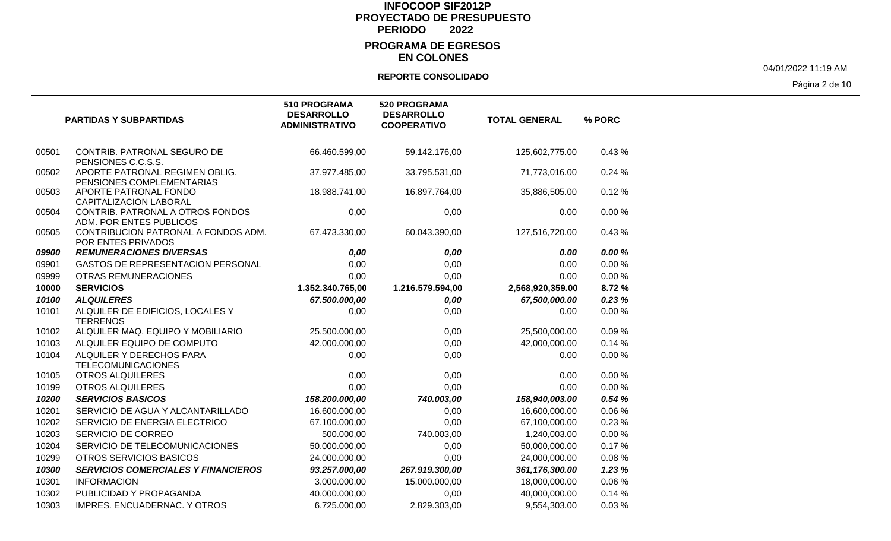# INFOCOOP SIF2012P
## PROYECTADO DE PRESUPUESTO
### PERIODO 2022
## PROGRAMA DE EGRESOS
### EN COLONES

**REPORTE CONSOLIDADO**

04/01/2022 11:19 AM

| | PARTIDAS Y SUBPARTIDAS | 510 PROGRAMA DESARROLLO ADMINISTRATIVO | 520 PROGRAMA DESARROLLO COOPERATIVO | TOTAL GENERAL | % PORC |
|---|---|---|---|---|---|
| 00501 | CONTRIB. PATRONAL SEGURO DE PENSIONES C.C.S.S. | 66.460.599,00 | 59.142.176,00 | 125,602,775.00 | 0.43 % |
| 00502 | APORTE PATRONAL REGIMEN OBLIG. PENSIONES COMPLEMENTARIAS | 37.977.485,00 | 33.795.531,00 | 71,773,016.00 | 0.24 % |
| 00503 | APORTE PATRONAL FONDO CAPITALIZACION LABORAL | 18.988.741,00 | 16.897.764,00 | 35,886,505.00 | 0.12 % |
| 00504 | CONTRIB. PATRONAL A OTROS FONDOS ADM. POR ENTES PUBLICOS | 0,00 | 0,00 | 0.00 | 0.00 % |
| 00505 | CONTRIBUCION PATRONAL A FONDOS ADM. POR ENTES PRIVADOS | 67.473.330,00 | 60.043.390,00 | 127,516,720.00 | 0.43 % |
| ***09900*** | ***REMUNERACIONES DIVERSAS*** | ***0,00*** | ***0,00*** | ***0.00*** | ***0.00 %*** |
| 09901 | GASTOS DE REPRESENTACION PERSONAL | 0,00 | 0,00 | 0.00 | 0.00 % |
| 09999 | OTRAS REMUNERACIONES | 0,00 | 0,00 | 0.00 | 0.00 % |
| **10000** | **SERVICIOS** | **1.352.340.765,00** | **1.216.579.594,00** | **2,568,920,359.00** | **8.72 %** |
| ***10100*** | ***ALQUILERES*** | ***67.500.000,00*** | ***0,00*** | ***67,500,000.00*** | ***0.23 %*** |
| 10101 | ALQUILER DE EDIFICIOS, LOCALES Y TERRENOS | 0,00 | 0,00 | 0.00 | 0.00 % |
| 10102 | ALQUILER MAQ. EQUIPO Y MOBILIARIO | 25.500.000,00 | 0,00 | 25,500,000.00 | 0.09 % |
| 10103 | ALQUILER EQUIPO DE COMPUTO | 42.000.000,00 | 0,00 | 42,000,000.00 | 0.14 % |
| 10104 | ALQUILER Y DERECHOS PARA TELECOMUNICACIONES | 0,00 | 0,00 | 0.00 | 0.00 % |
| 10105 | OTROS ALQUILERES | 0,00 | 0,00 | 0.00 | 0.00 % |
| 10199 | OTROS ALQUILERES | 0,00 | 0,00 | 0.00 | 0.00 % |
| ***10200*** | ***SERVICIOS BASICOS*** | ***158.200.000,00*** | ***740.003,00*** | ***158,940,003.00*** | ***0.54 %*** |
| 10201 | SERVICIO DE AGUA Y ALCANTARILLADO | 16.600.000,00 | 0,00 | 16,600,000.00 | 0.06 % |
| 10202 | SERVICIO DE ENERGIA ELECTRICO | 67.100.000,00 | 0,00 | 67,100,000.00 | 0.23 % |
| 10203 | SERVICIO DE CORREO | 500.000,00 | 740.003,00 | 1,240,003.00 | 0.00 % |
| 10204 | SERVICIO DE TELECOMUNICACIONES | 50.000.000,00 | 0,00 | 50,000,000.00 | 0.17 % |
| 10299 | OTROS SERVICIOS BASICOS | 24.000.000,00 | 0,00 | 24,000,000.00 | 0.08 % |
| ***10300*** | ***SERVICIOS COMERCIALES Y FINANCIEROS*** | ***93.257.000,00*** | ***267.919.300,00*** | ***361,176,300.00*** | ***1.23 %*** |
| 10301 | INFORMACION | 3.000.000,00 | 15.000.000,00 | 18,000,000.00 | 0.06 % |
| 10302 | PUBLICIDAD Y PROPAGANDA | 40.000.000,00 | 0,00 | 40,000,000.00 | 0.14 % |
| 10303 | IMPRES. ENCUADERNAC. Y OTROS | 6.725.000,00 | 2.829.303,00 | 9,554,303.00 | 0.03 % |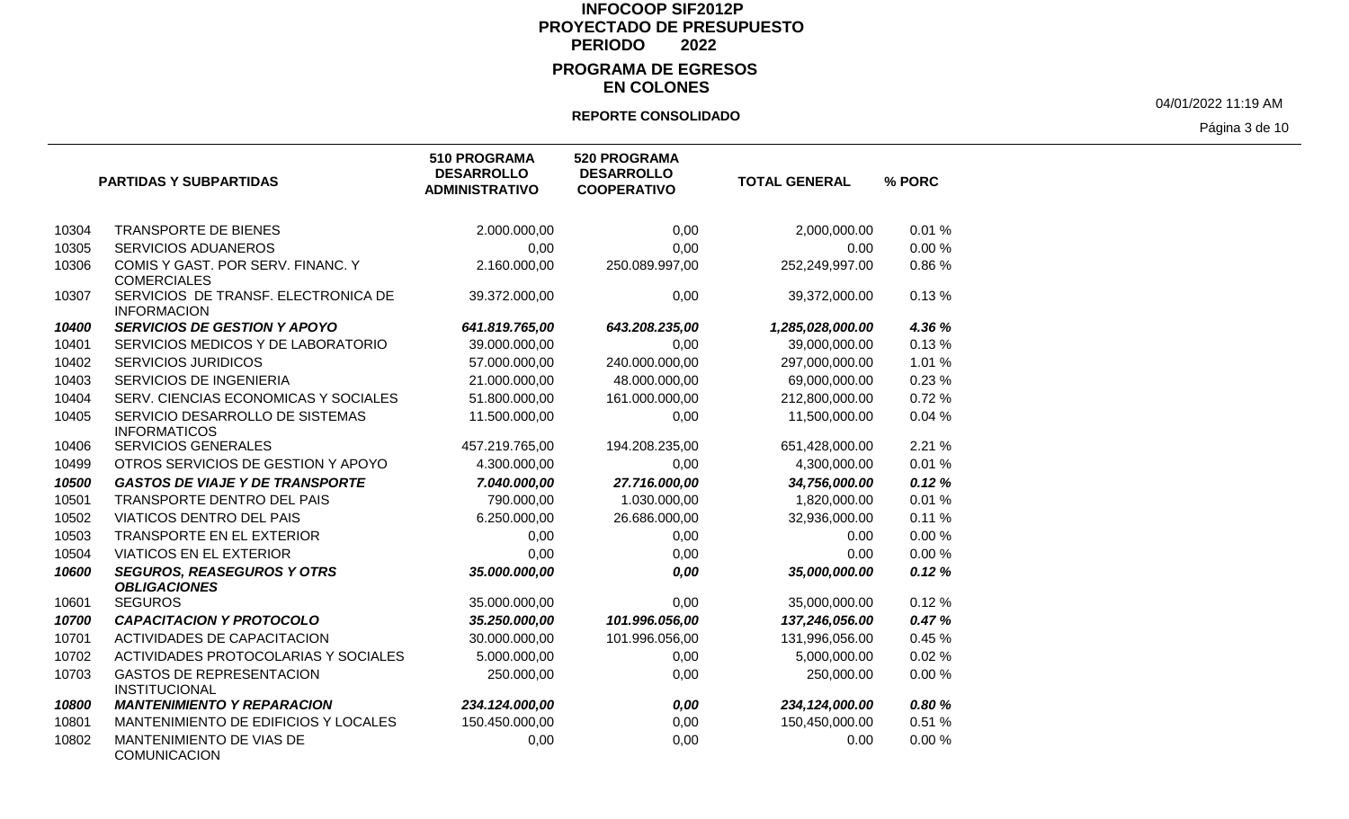# INFOCOOP SIF2012P
## PROYECTADO DE PRESUPUESTO
### PERIODO 2022
### PROGRAMA DE EGRESOS EN COLONES

**REPORTE CONSOLIDADO**

04/01/2022 11:19 AM

| PARTIDAS Y SUBPARTIDAS | | 510 PROGRAMA DESARROLLO ADMINISTRATIVO | 520 PROGRAMA DESARROLLO COOPERATIVO | TOTAL GENERAL | % PORC |
|---|---|---|---|---|---|
| 10304 | TRANSPORTE DE BIENES | 2.000.000,00 | 0,00 | 2,000,000.00 | 0.01 % |
| 10305 | SERVICIOS ADUANEROS | 0,00 | 0,00 | 0.00 | 0.00 % |
| 10306 | COMIS Y GAST. POR SERV. FINANC. Y COMERCIALES | 2.160.000,00 | 250.089.997,00 | 252,249,997.00 | 0.86 % |
| 10307 | SERVICIOS DE TRANSF. ELECTRONICA DE INFORMACION | 39.372.000,00 | 0,00 | 39,372,000.00 | 0.13 % |
| ***10400*** | ***SERVICIOS DE GESTION Y APOYO*** | ***641.819.765,00*** | ***643.208.235,00*** | ***1,285,028,000.00*** | ***4.36 %*** |
| 10401 | SERVICIOS MEDICOS Y DE LABORATORIO | 39.000.000,00 | 0,00 | 39,000,000.00 | 0.13 % |
| 10402 | SERVICIOS JURIDICOS | 57.000.000,00 | 240.000.000,00 | 297,000,000.00 | 1.01 % |
| 10403 | SERVICIOS DE INGENIERIA | 21.000.000,00 | 48.000.000,00 | 69,000,000.00 | 0.23 % |
| 10404 | SERV. CIENCIAS ECONOMICAS Y SOCIALES | 51.800.000,00 | 161.000.000,00 | 212,800,000.00 | 0.72 % |
| 10405 | SERVICIO DESARROLLO DE SISTEMAS INFORMATICOS | 11.500.000,00 | 0,00 | 11,500,000.00 | 0.04 % |
| 10406 | SERVICIOS GENERALES | 457.219.765,00 | 194.208.235,00 | 651,428,000.00 | 2.21 % |
| 10499 | OTROS SERVICIOS DE GESTION Y APOYO | 4.300.000,00 | 0,00 | 4,300,000.00 | 0.01 % |
| ***10500*** | ***GASTOS DE VIAJE Y DE TRANSPORTE*** | ***7.040.000,00*** | ***27.716.000,00*** | ***34,756,000.00*** | ***0.12 %*** |
| 10501 | TRANSPORTE DENTRO DEL PAIS | 790.000,00 | 1.030.000,00 | 1,820,000.00 | 0.01 % |
| 10502 | VIATICOS DENTRO DEL PAIS | 6.250.000,00 | 26.686.000,00 | 32,936,000.00 | 0.11 % |
| 10503 | TRANSPORTE EN EL EXTERIOR | 0,00 | 0,00 | 0.00 | 0.00 % |
| 10504 | VIATICOS EN EL EXTERIOR | 0,00 | 0,00 | 0.00 | 0.00 % |
| ***10600*** | ***SEGUROS, REASEGUROS Y OTRS OBLIGACIONES*** | ***35.000.000,00*** | ***0,00*** | ***35,000,000.00*** | ***0.12 %*** |
| 10601 | SEGUROS | 35.000.000,00 | 0,00 | 35,000,000.00 | 0.12 % |
| ***10700*** | ***CAPACITACION Y PROTOCOLO*** | ***35.250.000,00*** | ***101.996.056,00*** | ***137,246,056.00*** | ***0.47 %*** |
| 10701 | ACTIVIDADES DE CAPACITACION | 30.000.000,00 | 101.996.056,00 | 131,996,056.00 | 0.45 % |
| 10702 | ACTIVIDADES PROTOCOLARIAS Y SOCIALES | 5.000.000,00 | 0,00 | 5,000,000.00 | 0.02 % |
| 10703 | GASTOS DE REPRESENTACION INSTITUCIONAL | 250.000,00 | 0,00 | 250,000.00 | 0.00 % |
| ***10800*** | ***MANTENIMIENTO Y REPARACION*** | ***234.124.000,00*** | ***0,00*** | ***234,124,000.00*** | ***0.80 %*** |
| 10801 | MANTENIMIENTO DE EDIFICIOS Y LOCALES | 150.450.000,00 | 0,00 | 150,450,000.00 | 0.51 % |
| 10802 | MANTENIMIENTO DE VIAS DE COMUNICACION | 0,00 | 0,00 | 0.00 | 0.00 % |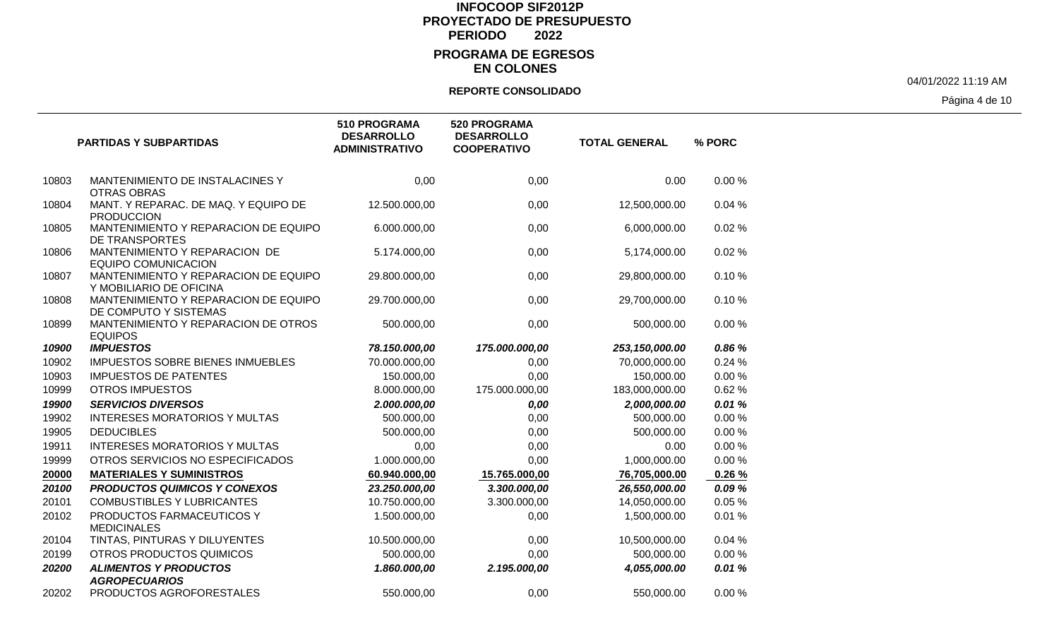# INFOCOOP SIF2012P
## PROYECTADO DE PRESUPUESTO
## PERIODO 2022
## PROGRAMA DE EGRESOS
## EN COLONES

**REPORTE CONSOLIDADO**

04/01/2022 11:19 AM

| PARTIDAS Y SUBPARTIDAS | | 510 PROGRAMA DESARROLLO ADMINISTRATIVO | 520 PROGRAMA DESARROLLO COOPERATIVO | TOTAL GENERAL | % PORC |
|---|---|---|---|---|---|
| 10803 | MANTENIMIENTO DE INSTALACINES Y OTRAS OBRAS | 0,00 | 0,00 | 0.00 | 0.00 % |
| 10804 | MANT. Y REPARAC. DE MAQ. Y EQUIPO DE PRODUCCION | 12.500.000,00 | 0,00 | 12,500,000.00 | 0.04 % |
| 10805 | MANTENIMIENTO Y REPARACION DE EQUIPO DE TRANSPORTES | 6.000.000,00 | 0,00 | 6,000,000.00 | 0.02 % |
| 10806 | MANTENIMIENTO Y REPARACION DE EQUIPO COMUNICACION | 5.174.000,00 | 0,00 | 5,174,000.00 | 0.02 % |
| 10807 | MANTENIMIENTO Y REPARACION DE EQUIPO Y MOBILIARIO DE OFICINA | 29.800.000,00 | 0,00 | 29,800,000.00 | 0.10 % |
| 10808 | MANTENIMIENTO Y REPARACION DE EQUIPO DE COMPUTO Y SISTEMAS | 29.700.000,00 | 0,00 | 29,700,000.00 | 0.10 % |
| 10899 | MANTENIMIENTO Y REPARACION DE OTROS EQUIPOS | 500.000,00 | 0,00 | 500,000.00 | 0.00 % |
| ***10900*** | ***IMPUESTOS*** | ***78.150.000,00*** | ***175.000.000,00*** | ***253,150,000.00*** | ***0.86 %*** |
| 10902 | IMPUESTOS SOBRE BIENES INMUEBLES | 70.000.000,00 | 0,00 | 70,000,000.00 | 0.24 % |
| 10903 | IMPUESTOS DE PATENTES | 150.000,00 | 0,00 | 150,000.00 | 0.00 % |
| 10999 | OTROS IMPUESTOS | 8.000.000,00 | 175.000.000,00 | 183,000,000.00 | 0.62 % |
| ***19900*** | ***SERVICIOS DIVERSOS*** | ***2.000.000,00*** | ***0,00*** | ***2,000,000.00*** | ***0.01 %*** |
| 19902 | INTERESES MORATORIOS Y MULTAS | 500.000,00 | 0,00 | 500,000.00 | 0.00 % |
| 19905 | DEDUCIBLES | 500.000,00 | 0,00 | 500,000.00 | 0.00 % |
| 19911 | INTERESES MORATORIOS Y MULTAS | 0,00 | 0,00 | 0.00 | 0.00 % |
| 19999 | OTROS SERVICIOS NO ESPECIFICADOS | 1.000.000,00 | 0,00 | 1,000,000.00 | 0.00 % |
| **20000** | **MATERIALES Y SUMINISTROS** | **60.940.000,00** | **15.765.000,00** | **76,705,000.00** | **0.26 %** |
| ***20100*** | ***PRODUCTOS QUIMICOS Y CONEXOS*** | ***23.250.000,00*** | ***3.300.000,00*** | ***26,550,000.00*** | ***0.09 %*** |
| 20101 | COMBUSTIBLES Y LUBRICANTES | 10.750.000,00 | 3.300.000,00 | 14,050,000.00 | 0.05 % |
| 20102 | PRODUCTOS FARMACEUTICOS Y MEDICINALES | 1.500.000,00 | 0,00 | 1,500,000.00 | 0.01 % |
| 20104 | TINTAS, PINTURAS Y DILUYENTES | 10.500.000,00 | 0,00 | 10,500,000.00 | 0.04 % |
| 20199 | OTROS PRODUCTOS QUIMICOS | 500.000,00 | 0,00 | 500,000.00 | 0.00 % |
| ***20200*** | ***ALIMENTOS Y PRODUCTOS AGROPECUARIOS*** | ***1.860.000,00*** | ***2.195.000,00*** | ***4,055,000.00*** | ***0.01 %*** |
| 20202 | PRODUCTOS AGROFORESTALES | 550.000,00 | 0,00 | 550,000.00 | 0.00 % |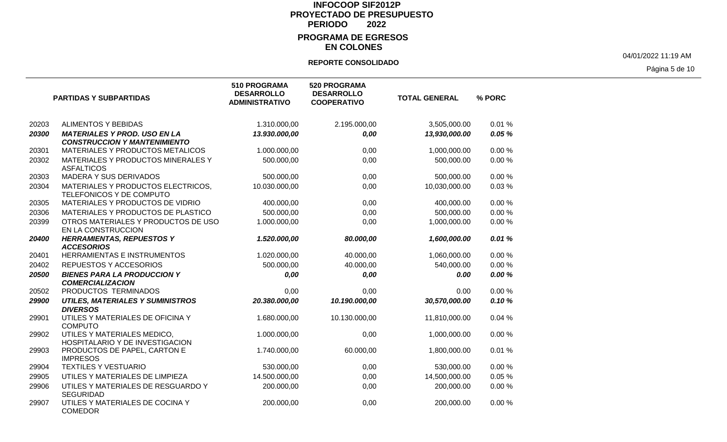# INFOCOOP SIF2012P
## PROYECTADO DE PRESUPUESTO
**PERIODO 2022**

## PROGRAMA DE EGRESOS
## EN COLONES

**REPORTE CONSOLIDADO**

04/01/2022 11:19 AM

| | PARTIDAS Y SUBPARTIDAS | 510 PROGRAMA DESARROLLO ADMINISTRATIVO | 520 PROGRAMA DESARROLLO COOPERATIVO | TOTAL GENERAL | % PORC |
|---|---|---|---|---|---|
| 20203 | ALIMENTOS Y BEBIDAS | 1.310.000,00 | 2.195.000,00 | 3,505,000.00 | 0.01 % |
| ***20300*** | ***MATERIALES Y PROD. USO EN LA CONSTRUCCION Y MANTENIMIENTO*** | ***13.930.000,00*** | ***0,00*** | ***13,930,000.00*** | ***0.05 %*** |
| 20301 | MATERIALES Y PRODUCTOS METALICOS | 1.000.000,00 | 0,00 | 1,000,000.00 | 0.00 % |
| 20302 | MATERIALES Y PRODUCTOS MINERALES Y ASFALTICOS | 500.000,00 | 0,00 | 500,000.00 | 0.00 % |
| 20303 | MADERA Y SUS DERIVADOS | 500.000,00 | 0,00 | 500,000.00 | 0.00 % |
| 20304 | MATERIALES Y PRODUCTOS ELECTRICOS, TELEFONICOS Y DE COMPUTO | 10.030.000,00 | 0,00 | 10,030,000.00 | 0.03 % |
| 20305 | MATERIALES Y PRODUCTOS DE VIDRIO | 400.000,00 | 0,00 | 400,000.00 | 0.00 % |
| 20306 | MATERIALES Y PRODUCTOS DE PLASTICO | 500.000,00 | 0,00 | 500,000.00 | 0.00 % |
| 20399 | OTROS MATERIALES Y PRODUCTOS DE USO EN LA CONSTRUCCION | 1.000.000,00 | 0,00 | 1,000,000.00 | 0.00 % |
| ***20400*** | ***HERRAMIENTAS, REPUESTOS Y ACCESORIOS*** | ***1.520.000,00*** | ***80.000,00*** | ***1,600,000.00*** | ***0.01 %*** |
| 20401 | HERRAMIENTAS E INSTRUMENTOS | 1.020.000,00 | 40.000,00 | 1,060,000.00 | 0.00 % |
| 20402 | REPUESTOS Y ACCESORIOS | 500.000,00 | 40.000,00 | 540,000.00 | 0.00 % |
| ***20500*** | ***BIENES PARA LA PRODUCCION Y COMERCIALIZACION*** | ***0,00*** | ***0,00*** | ***0.00*** | ***0.00 %*** |
| 20502 | PRODUCTOS TERMINADOS | 0,00 | 0,00 | 0.00 | 0.00 % |
| ***29900*** | ***UTILES, MATERIALES Y SUMINISTROS DIVERSOS*** | ***20.380.000,00*** | ***10.190.000,00*** | ***30,570,000.00*** | ***0.10 %*** |
| 29901 | UTILES Y MATERIALES DE OFICINA Y COMPUTO | 1.680.000,00 | 10.130.000,00 | 11,810,000.00 | 0.04 % |
| 29902 | UTILES Y MATERIALES MEDICO, HOSPITALARIO Y DE INVESTIGACION | 1.000.000,00 | 0,00 | 1,000,000.00 | 0.00 % |
| 29903 | PRODUCTOS DE PAPEL, CARTON E IMPRESOS | 1.740.000,00 | 60.000,00 | 1,800,000.00 | 0.01 % |
| 29904 | TEXTILES Y VESTUARIO | 530.000,00 | 0,00 | 530,000.00 | 0.00 % |
| 29905 | UTILES Y MATERIALES DE LIMPIEZA | 14.500.000,00 | 0,00 | 14,500,000.00 | 0.05 % |
| 29906 | UTILES Y MATERIALES DE RESGUARDO Y SEGURIDAD | 200.000,00 | 0,00 | 200,000.00 | 0.00 % |
| 29907 | UTILES Y MATERIALES DE COCINA Y COMEDOR | 200.000,00 | 0,00 | 200,000.00 | 0.00 % |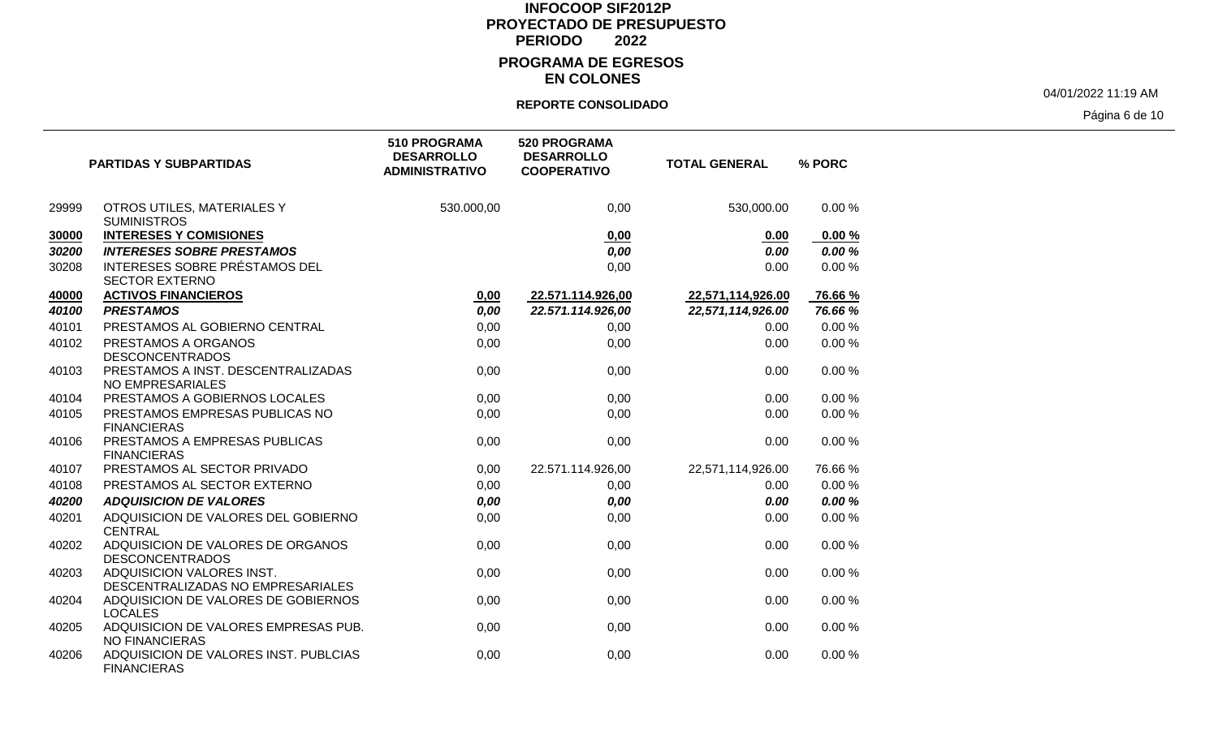# INFOCOOP SIF2012P
# PROYECTADO DE PRESUPUESTO
## PERIODO 2022
## PROGRAMA DE EGRESOS
## EN COLONES

**REPORTE CONSOLIDADO**

04/01/2022 11:19 AM

| | PARTIDAS Y SUBPARTIDAS | 510 PROGRAMA DESARROLLO ADMINISTRATIVO | 520 PROGRAMA DESARROLLO COOPERATIVO | TOTAL GENERAL | % PORC |
|---|---|---|---|---|---|
| 29999 | OTROS UTILES, MATERIALES Y SUMINISTROS | 530.000,00 | 0,00 | 530,000.00 | 0.00 % |
| **30000** | **INTERESES Y COMISIONES** | | **0,00** | **0.00** | **0.00 %** |
| ***30200*** | ***INTERESES SOBRE PRESTAMOS*** | | ***0,00*** | ***0.00*** | ***0.00 %*** |
| 30208 | INTERESES SOBRE PRÉSTAMOS DEL SECTOR EXTERNO | | 0,00 | 0.00 | 0.00 % |
| **40000** | **ACTIVOS FINANCIEROS** | **0,00** | **22.571.114.926,00** | **22,571,114,926.00** | **76.66 %** |
| ***40100*** | ***PRESTAMOS*** | ***0,00*** | ***22.571.114.926,00*** | ***22,571,114,926.00*** | ***76.66 %*** |
| 40101 | PRESTAMOS AL GOBIERNO CENTRAL | 0,00 | 0,00 | 0.00 | 0.00 % |
| 40102 | PRESTAMOS A ORGANOS DESCONCENTRADOS | 0,00 | 0,00 | 0.00 | 0.00 % |
| 40103 | PRESTAMOS A INST. DESCENTRALIZADAS NO EMPRESARIALES | 0,00 | 0,00 | 0.00 | 0.00 % |
| 40104 | PRESTAMOS A GOBIERNOS LOCALES | 0,00 | 0,00 | 0.00 | 0.00 % |
| 40105 | PRESTAMOS EMPRESAS PUBLICAS NO FINANCIERAS | 0,00 | 0,00 | 0.00 | 0.00 % |
| 40106 | PRESTAMOS A EMPRESAS PUBLICAS FINANCIERAS | 0,00 | 0,00 | 0.00 | 0.00 % |
| 40107 | PRESTAMOS AL SECTOR PRIVADO | 0,00 | 22.571.114.926,00 | 22,571,114,926.00 | 76.66 % |
| 40108 | PRESTAMOS AL SECTOR EXTERNO | 0,00 | 0,00 | 0.00 | 0.00 % |
| ***40200*** | ***ADQUISICION DE VALORES*** | ***0,00*** | ***0,00*** | ***0.00*** | ***0.00 %*** |
| 40201 | ADQUISICION DE VALORES DEL GOBIERNO CENTRAL | 0,00 | 0,00 | 0.00 | 0.00 % |
| 40202 | ADQUISICION DE VALORES DE ORGANOS DESCONCENTRADOS | 0,00 | 0,00 | 0.00 | 0.00 % |
| 40203 | ADQUISICION VALORES INST. DESCENTRALIZADAS NO EMPRESARIALES | 0,00 | 0,00 | 0.00 | 0.00 % |
| 40204 | ADQUISICION DE VALORES DE GOBIERNOS LOCALES | 0,00 | 0,00 | 0.00 | 0.00 % |
| 40205 | ADQUISICION DE VALORES EMPRESAS PUB. NO FINANCIERAS | 0,00 | 0,00 | 0.00 | 0.00 % |
| 40206 | ADQUISICION DE VALORES INST. PUBLCIAS FINANCIERAS | 0,00 | 0,00 | 0.00 | 0.00 % |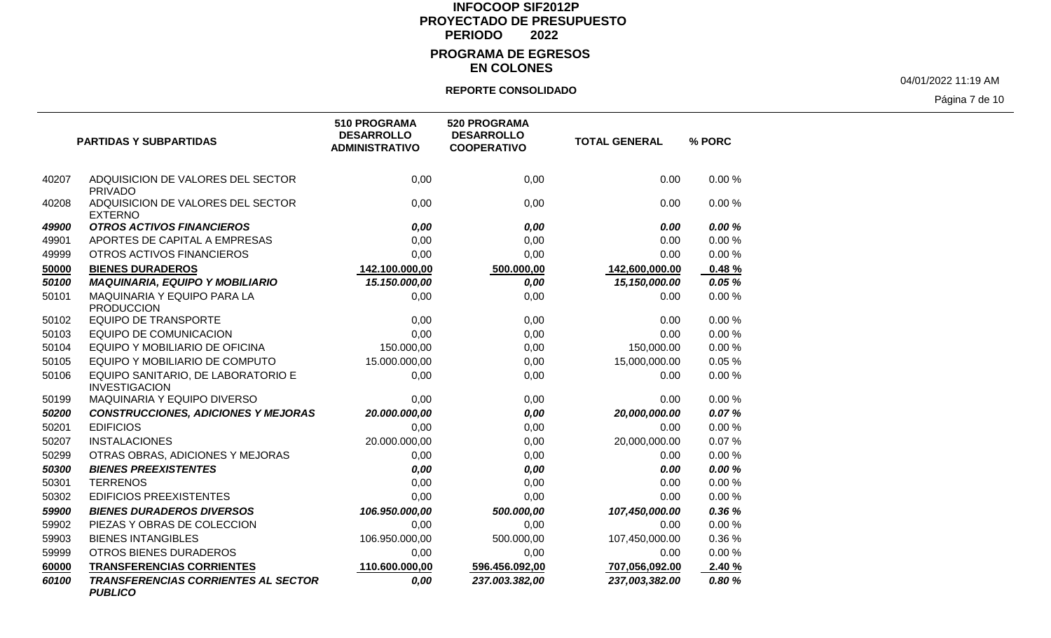# INFOCOOP SIF2012P
## PROYECTADO DE PRESUPUESTO
### PERIODO 2022
### PROGRAMA DE EGRESOS EN COLONES

**REPORTE CONSOLIDADO**

04/01/2022 11:19 AM

| PARTIDAS Y SUBPARTIDAS | | 510 PROGRAMA DESARROLLO ADMINISTRATIVO | 520 PROGRAMA DESARROLLO COOPERATIVO | TOTAL GENERAL | % PORC |
|---|---|---|---|---|---|
| 40207 | ADQUISICION DE VALORES DEL SECTOR PRIVADO | 0,00 | 0,00 | 0.00 | 0.00 % |
| 40208 | ADQUISICION DE VALORES DEL SECTOR EXTERNO | 0,00 | 0,00 | 0.00 | 0.00 % |
| ***49900*** | ***OTROS ACTIVOS FINANCIEROS*** | ***0,00*** | ***0,00*** | ***0.00*** | ***0.00 %*** |
| 49901 | APORTES DE CAPITAL A EMPRESAS | 0,00 | 0,00 | 0.00 | 0.00 % |
| 49999 | OTROS ACTIVOS FINANCIEROS | 0,00 | 0,00 | 0.00 | 0.00 % |
| **50000** | **BIENES DURADEROS** | **142.100.000,00** | **500.000,00** | **142,600,000.00** | **0.48 %** |
| ***50100*** | ***MAQUINARIA, EQUIPO Y MOBILIARIO*** | ***15.150.000,00*** | ***0,00*** | ***15,150,000.00*** | ***0.05 %*** |
| 50101 | MAQUINARIA Y EQUIPO PARA LA PRODUCCION | 0,00 | 0,00 | 0.00 | 0.00 % |
| 50102 | EQUIPO DE TRANSPORTE | 0,00 | 0,00 | 0.00 | 0.00 % |
| 50103 | EQUIPO DE COMUNICACION | 0,00 | 0,00 | 0.00 | 0.00 % |
| 50104 | EQUIPO Y MOBILIARIO DE OFICINA | 150.000,00 | 0,00 | 150,000.00 | 0.00 % |
| 50105 | EQUIPO Y MOBILIARIO DE COMPUTO | 15.000.000,00 | 0,00 | 15,000,000.00 | 0.05 % |
| 50106 | EQUIPO SANITARIO, DE LABORATORIO E INVESTIGACION | 0,00 | 0,00 | 0.00 | 0.00 % |
| 50199 | MAQUINARIA Y EQUIPO DIVERSO | 0,00 | 0,00 | 0.00 | 0.00 % |
| ***50200*** | ***CONSTRUCCIONES, ADICIONES Y MEJORAS*** | ***20.000.000,00*** | ***0,00*** | ***20,000,000.00*** | ***0.07 %*** |
| 50201 | EDIFICIOS | 0,00 | 0,00 | 0.00 | 0.00 % |
| 50207 | INSTALACIONES | 20.000.000,00 | 0,00 | 20,000,000.00 | 0.07 % |
| 50299 | OTRAS OBRAS, ADICIONES Y MEJORAS | 0,00 | 0,00 | 0.00 | 0.00 % |
| ***50300*** | ***BIENES PREEXISTENTES*** | ***0,00*** | ***0,00*** | ***0.00*** | ***0.00 %*** |
| 50301 | TERRENOS | 0,00 | 0,00 | 0.00 | 0.00 % |
| 50302 | EDIFICIOS PREEXISTENTES | 0,00 | 0,00 | 0.00 | 0.00 % |
| ***59900*** | ***BIENES DURADEROS DIVERSOS*** | ***106.950.000,00*** | ***500.000,00*** | ***107,450,000.00*** | ***0.36 %*** |
| 59902 | PIEZAS Y OBRAS DE COLECCION | 0,00 | 0,00 | 0.00 | 0.00 % |
| 59903 | BIENES INTANGIBLES | 106.950.000,00 | 500.000,00 | 107,450,000.00 | 0.36 % |
| 59999 | OTROS BIENES DURADEROS | 0,00 | 0,00 | 0.00 | 0.00 % |
| **60000** | **TRANSFERENCIAS CORRIENTES** | **110.600.000,00** | **596.456.092,00** | **707,056,092.00** | **2.40 %** |
| ***60100*** | ***TRANSFERENCIAS CORRIENTES AL SECTOR PUBLICO*** | ***0,00*** | ***237.003.382,00*** | ***237,003,382.00*** | ***0.80 %*** |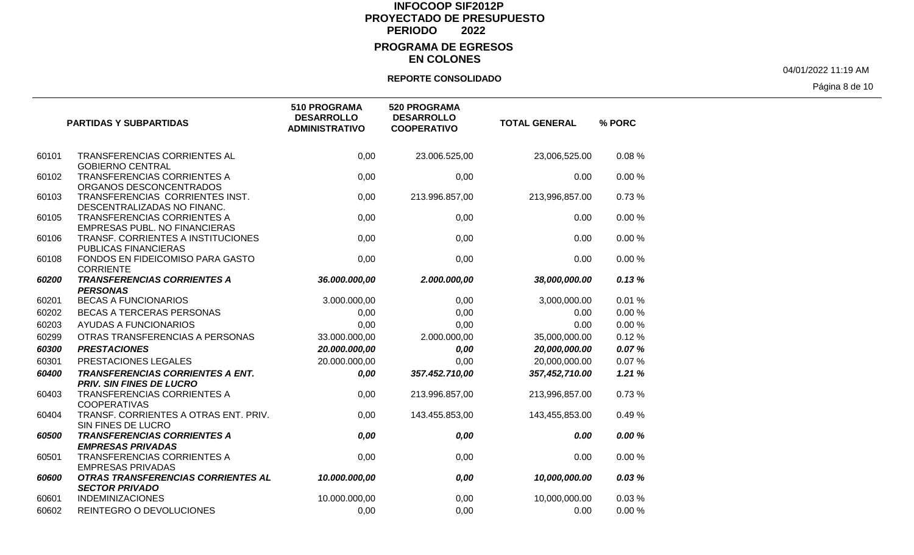# INFOCOOP SIF2012P
## PROYECTADO DE PRESUPUESTO
### PERIODO 2022

### PROGRAMA DE EGRESOS
### EN COLONES

**REPORTE CONSOLIDADO**

04/01/2022 11:19 AM

| PARTIDAS Y SUBPARTIDAS | | 510 PROGRAMA DESARROLLO ADMINISTRATIVO | 520 PROGRAMA DESARROLLO COOPERATIVO | TOTAL GENERAL | % PORC |
|---|---|---|---|---|---|
| 60101 | TRANSFERENCIAS CORRIENTES AL GOBIERNO CENTRAL | 0,00 | 23.006.525,00 | 23,006,525.00 | 0.08 % |
| 60102 | TRANSFERENCIAS CORRIENTES A ORGANOS DESCONCENTRADOS | 0,00 | 0,00 | 0.00 | 0.00 % |
| 60103 | TRANSFERENCIAS CORRIENTES INST. DESCENTRALIZADAS NO FINANC. | 0,00 | 213.996.857,00 | 213,996,857.00 | 0.73 % |
| 60105 | TRANSFERENCIAS CORRIENTES A EMPRESAS PUBL. NO FINANCIERAS | 0,00 | 0,00 | 0.00 | 0.00 % |
| 60106 | TRANSF. CORRIENTES A INSTITUCIONES PUBLICAS FINANCIERAS | 0,00 | 0,00 | 0.00 | 0.00 % |
| 60108 | FONDOS EN FIDEICOMISO PARA GASTO CORRIENTE | 0,00 | 0,00 | 0.00 | 0.00 % |
| ***60200*** | ***TRANSFERENCIAS CORRIENTES A PERSONAS*** | ***36.000.000,00*** | ***2.000.000,00*** | ***38,000,000.00*** | ***0.13 %*** |
| 60201 | BECAS A FUNCIONARIOS | 3.000.000,00 | 0,00 | 3,000,000.00 | 0.01 % |
| 60202 | BECAS A TERCERAS PERSONAS | 0,00 | 0,00 | 0.00 | 0.00 % |
| 60203 | AYUDAS A FUNCIONARIOS | 0,00 | 0,00 | 0.00 | 0.00 % |
| 60299 | OTRAS TRANSFERENCIAS A PERSONAS | 33.000.000,00 | 2.000.000,00 | 35,000,000.00 | 0.12 % |
| ***60300*** | ***PRESTACIONES*** | ***20.000.000,00*** | ***0,00*** | ***20,000,000.00*** | ***0.07 %*** |
| 60301 | PRESTACIONES LEGALES | 20.000.000,00 | 0,00 | 20,000,000.00 | 0.07 % |
| ***60400*** | ***TRANSFERENCIAS CORRIENTES A ENT. PRIV. SIN FINES DE LUCRO*** | ***0,00*** | ***357.452.710,00*** | ***357,452,710.00*** | ***1.21 %*** |
| 60403 | TRANSFERENCIAS CORRIENTES A COOPERATIVAS | 0,00 | 213.996.857,00 | 213,996,857.00 | 0.73 % |
| 60404 | TRANSF. CORRIENTES A OTRAS ENT. PRIV. SIN FINES DE LUCRO | 0,00 | 143.455.853,00 | 143,455,853.00 | 0.49 % |
| ***60500*** | ***TRANSFERENCIAS CORRIENTES A EMPRESAS PRIVADAS*** | ***0,00*** | ***0,00*** | ***0.00*** | ***0.00 %*** |
| 60501 | TRANSFERENCIAS CORRIENTES A EMPRESAS PRIVADAS | 0,00 | 0,00 | 0.00 | 0.00 % |
| ***60600*** | ***OTRAS TRANSFERENCIAS CORRIENTES AL SECTOR PRIVADO*** | ***10.000.000,00*** | ***0,00*** | ***10,000,000.00*** | ***0.03 %*** |
| 60601 | INDEMINIZACIONES | 10.000.000,00 | 0,00 | 10,000,000.00 | 0.03 % |
| 60602 | REINTEGRO O DEVOLUCIONES | 0,00 | 0,00 | 0.00 | 0.00 % |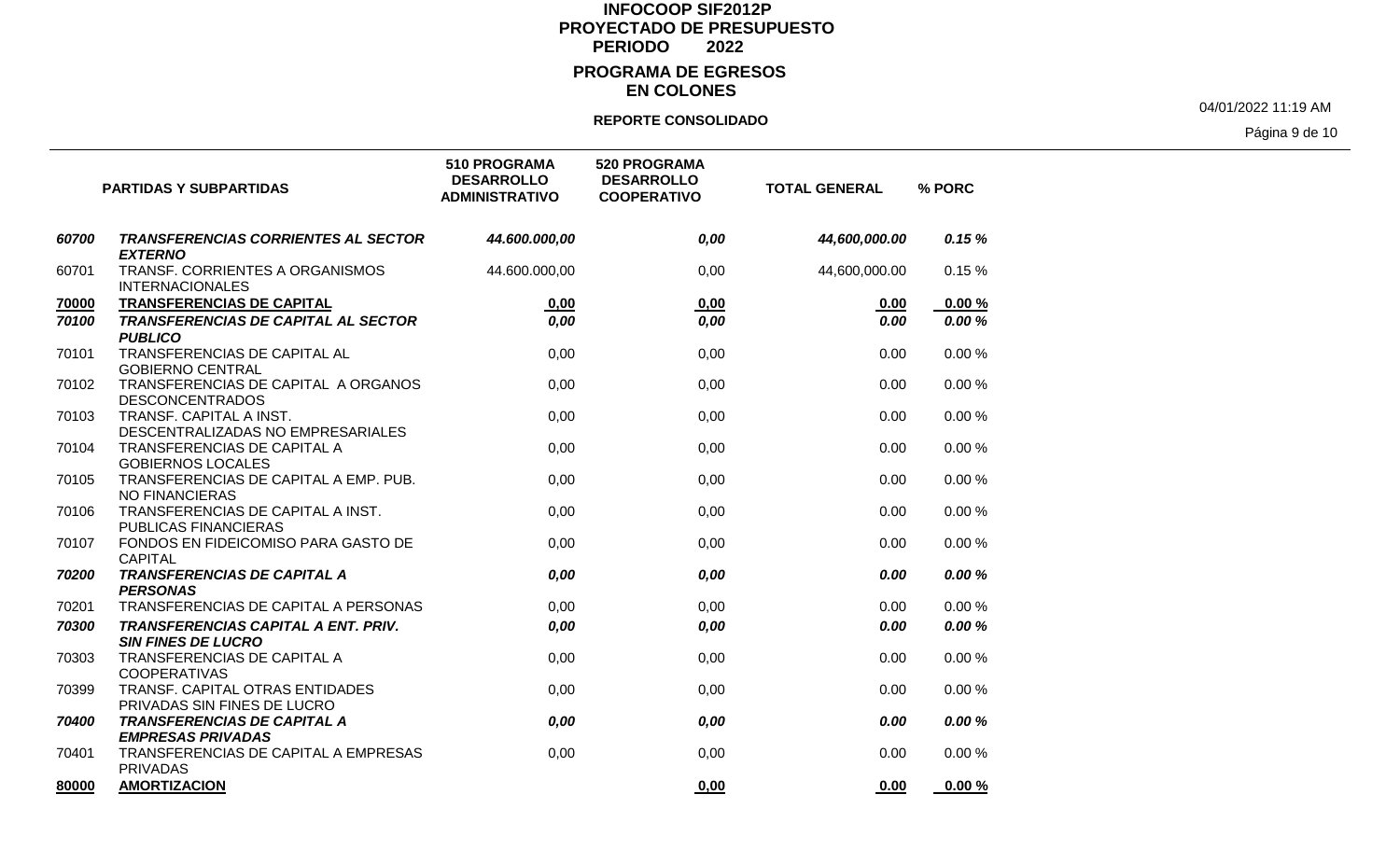# INFOCOOP SIF2012P
## PROYECTADO DE PRESUPUESTO
### PERIODO 2022
## PROGRAMA DE EGRESOS
## EN COLONES

**REPORTE CONSOLIDADO**

04/01/2022 11:19 AM

| | PARTIDAS Y SUBPARTIDAS | 510 PROGRAMA DESARROLLO ADMINISTRATIVO | 520 PROGRAMA DESARROLLO COOPERATIVO | TOTAL GENERAL | % PORC |
|---|---|---|---|---|---|
| ***60700*** | ***TRANSFERENCIAS CORRIENTES AL SECTOR EXTERNO*** | ***44.600.000,00*** | ***0,00*** | ***44,600,000.00*** | ***0.15 %*** |
| 60701 | TRANSF. CORRIENTES A ORGANISMOS INTERNACIONALES | 44.600.000,00 | 0,00 | 44,600,000.00 | 0.15 % |
| **70000** | **TRANSFERENCIAS DE CAPITAL** | **0,00** | **0,00** | **0.00** | **0.00 %** |
| ***70100*** | ***TRANSFERENCIAS DE CAPITAL AL SECTOR PUBLICO*** | ***0,00*** | ***0,00*** | ***0.00*** | ***0.00 %*** |
| 70101 | TRANSFERENCIAS DE CAPITAL AL GOBIERNO CENTRAL | 0,00 | 0,00 | 0.00 | 0.00 % |
| 70102 | TRANSFERENCIAS DE CAPITAL A ORGANOS DESCONCENTRADOS | 0,00 | 0,00 | 0.00 | 0.00 % |
| 70103 | TRANSF. CAPITAL A INST. DESCENTRALIZADAS NO EMPRESARIALES | 0,00 | 0,00 | 0.00 | 0.00 % |
| 70104 | TRANSFERENCIAS DE CAPITAL A GOBIERNOS LOCALES | 0,00 | 0,00 | 0.00 | 0.00 % |
| 70105 | TRANSFERENCIAS DE CAPITAL A EMP. PUB. NO FINANCIERAS | 0,00 | 0,00 | 0.00 | 0.00 % |
| 70106 | TRANSFERENCIAS DE CAPITAL A INST. PUBLICAS FINANCIERAS | 0,00 | 0,00 | 0.00 | 0.00 % |
| 70107 | FONDOS EN FIDEICOMISO PARA GASTO DE CAPITAL | 0,00 | 0,00 | 0.00 | 0.00 % |
| ***70200*** | ***TRANSFERENCIAS DE CAPITAL A PERSONAS*** | ***0,00*** | ***0,00*** | ***0.00*** | ***0.00 %*** |
| 70201 | TRANSFERENCIAS DE CAPITAL A PERSONAS | 0,00 | 0,00 | 0.00 | 0.00 % |
| ***70300*** | ***TRANSFERENCIAS CAPITAL A ENT. PRIV. SIN FINES DE LUCRO*** | ***0,00*** | ***0,00*** | ***0.00*** | ***0.00 %*** |
| 70303 | TRANSFERENCIAS DE CAPITAL A COOPERATIVAS | 0,00 | 0,00 | 0.00 | 0.00 % |
| 70399 | TRANSF. CAPITAL OTRAS ENTIDADES PRIVADAS SIN FINES DE LUCRO | 0,00 | 0,00 | 0.00 | 0.00 % |
| ***70400*** | ***TRANSFERENCIAS DE CAPITAL A EMPRESAS PRIVADAS*** | ***0,00*** | ***0,00*** | ***0.00*** | ***0.00 %*** |
| 70401 | TRANSFERENCIAS DE CAPITAL A EMPRESAS PRIVADAS | 0,00 | 0,00 | 0.00 | 0.00 % |
| **80000** | **AMORTIZACION** | | **0,00** | **0.00** | **0.00 %** |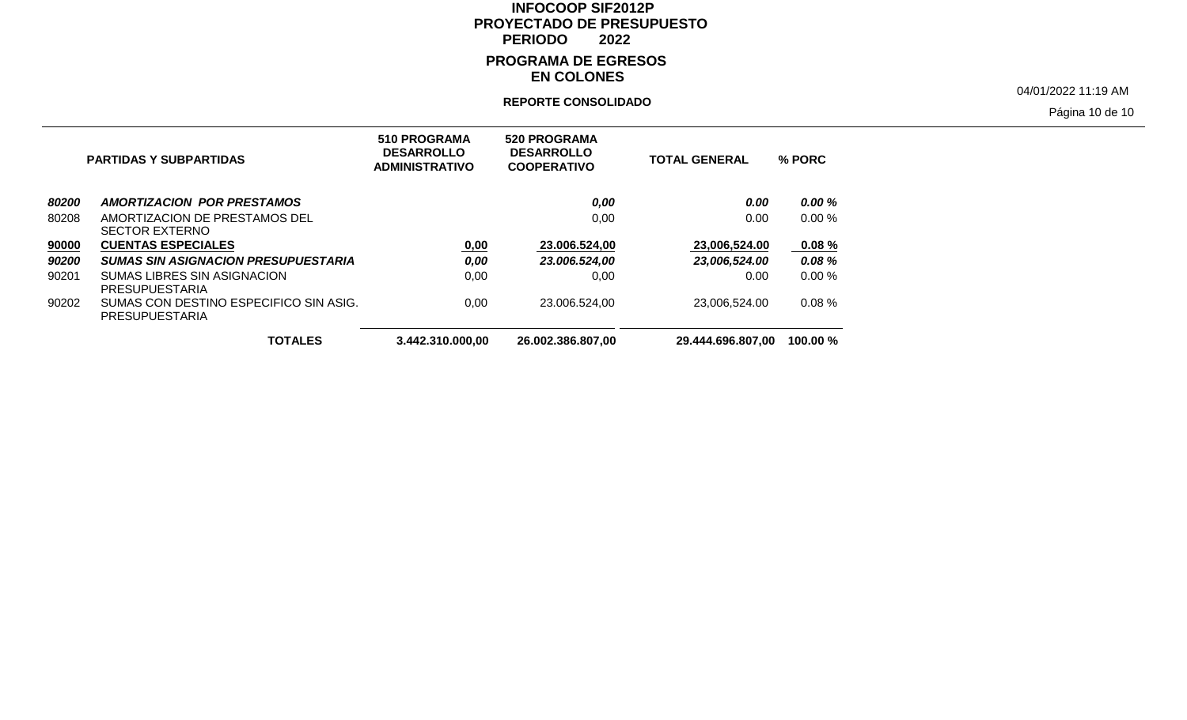# INFOCOOP SIF2012P
## PROYECTADO DE PRESUPUESTO
**PERIODO 2022**

## PROGRAMA DE EGRESOS
**EN COLONES**

04/01/2022 11:19 AM

**REPORTE CONSOLIDADO**

| PARTIDAS Y SUBPARTIDAS | | 510 PROGRAMA DESARROLLO ADMINISTRATIVO | 520 PROGRAMA DESARROLLO COOPERATIVO | TOTAL GENERAL | % PORC |
|---|---|---|---|---|---|
| ***80200*** | ***AMORTIZACION POR PRESTAMOS*** | | ***0,00*** | ***0.00*** | ***0.00 %*** |
| 80208 | AMORTIZACION DE PRESTAMOS DEL SECTOR EXTERNO | | 0,00 | 0.00 | 0.00 % |
| **90000** | **CUENTAS ESPECIALES** | **0,00** | **23.006.524,00** | **23,006,524.00** | **0.08 %** |
| ***90200*** | ***SUMAS SIN ASIGNACION PRESUPUESTARIA*** | ***0,00*** | ***23.006.524,00*** | ***23,006,524.00*** | ***0.08 %*** |
| 90201 | SUMAS LIBRES SIN ASIGNACION PRESUPUESTARIA | 0,00 | 0,00 | 0.00 | 0.00 % |
| 90202 | SUMAS CON DESTINO ESPECIFICO SIN ASIG. PRESUPUESTARIA | 0,00 | 23.006.524,00 | 23,006,524.00 | 0.08 % |
| | **TOTALES** | **3.442.310.000,00** | **26.002.386.807,00** | **29.444.696.807,00** | **100.00 %** |